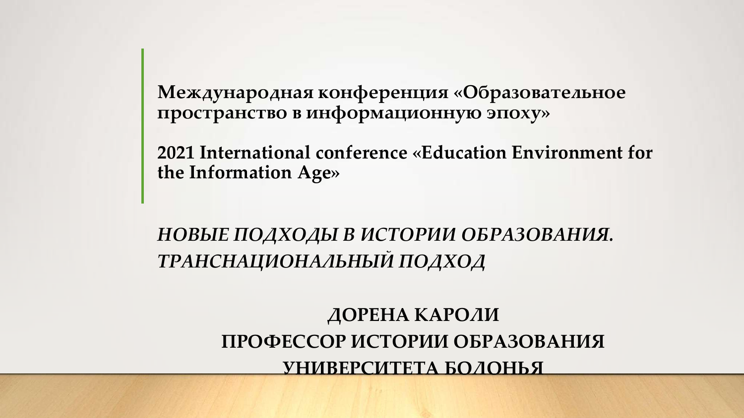**Международная конференция «Образовательное пространство в информационную эпоху»**

**2021 International conference «Education Environment for the Information Age»**

# *НОВЫЕ ПОДХОДЫ В ИСТОРИИ ОБРАЗОВАНИЯ. ТРАНСНАЦИОНАЛЬНЫЙ ПОДХОД*

**ДОРЕНА КАРОЛИ**
**ПРОФЕССОР ИСТОРИИ ОБРАЗОВАНИЯ**
**УНИВЕРСИТЕТА БОЛОНЬЯ**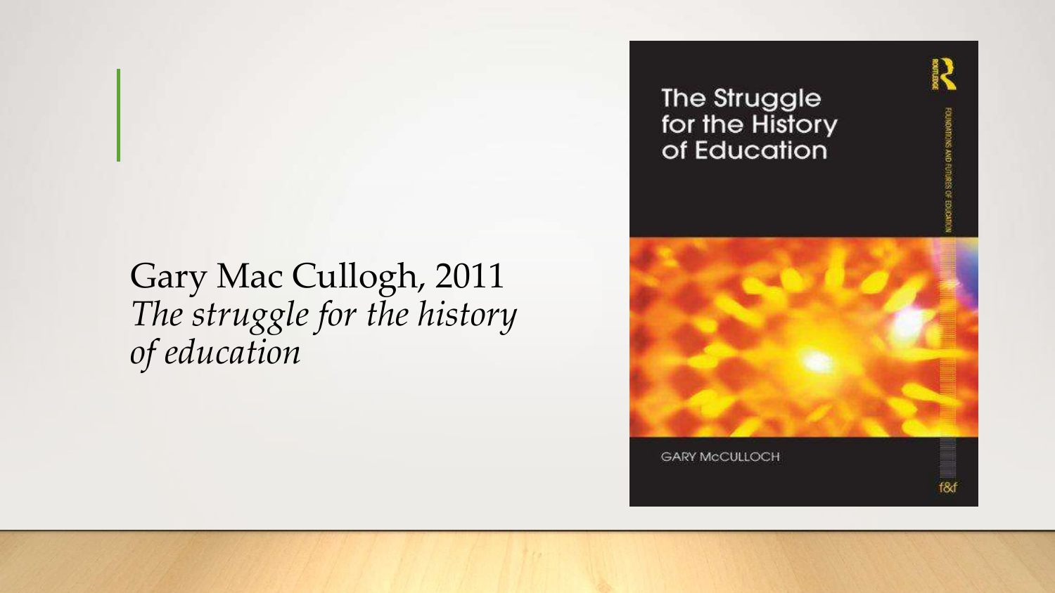Gary Mac Cullogh, 2011
*The struggle for the history of education*

The Struggle for the History of Education

GARY McCULLOCH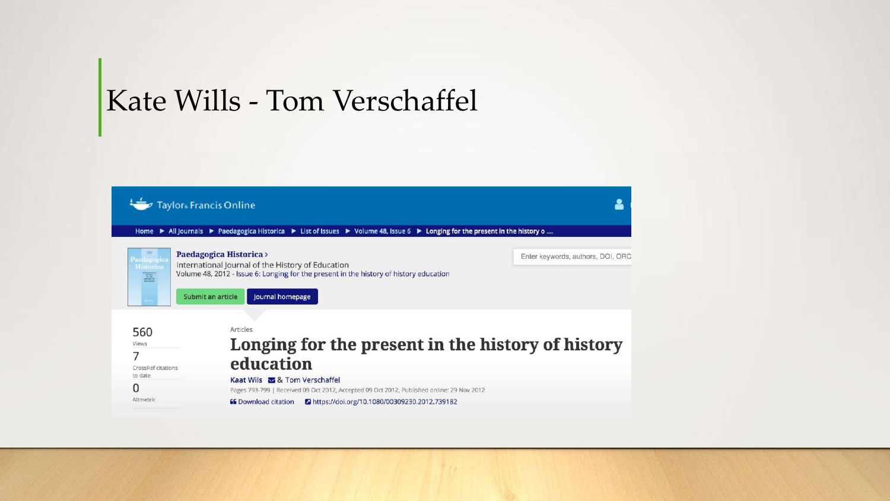# Kate Wills - Tom Verschaffel

Taylor & Francis Online

Home ▶ All Journals ▶ Paedagogica Historica ▶ List of Issues ▶ Volume 48, Issue 6 ▶ Longing for the present in the history o ....

**Paedagogica Historica ›**
International Journal of the History of Education
Volume 48, 2012 - Issue 6: Longing for the present in the history of history education

Submit an article | Journal homepage

Enter keywords, authors, DOI, ORC

560
Views

7
CrossRef citations to date

0
Altmetric

Articles

## Longing for the present in the history of history education

Kaat Wils & Tom Verschaffel

Pages 793-799 | Received 09 Oct 2012, Accepted 09 Oct 2012, Published online: 29 Nov 2012

Download citation | https://doi.org/10.1080/00309230.2012.739182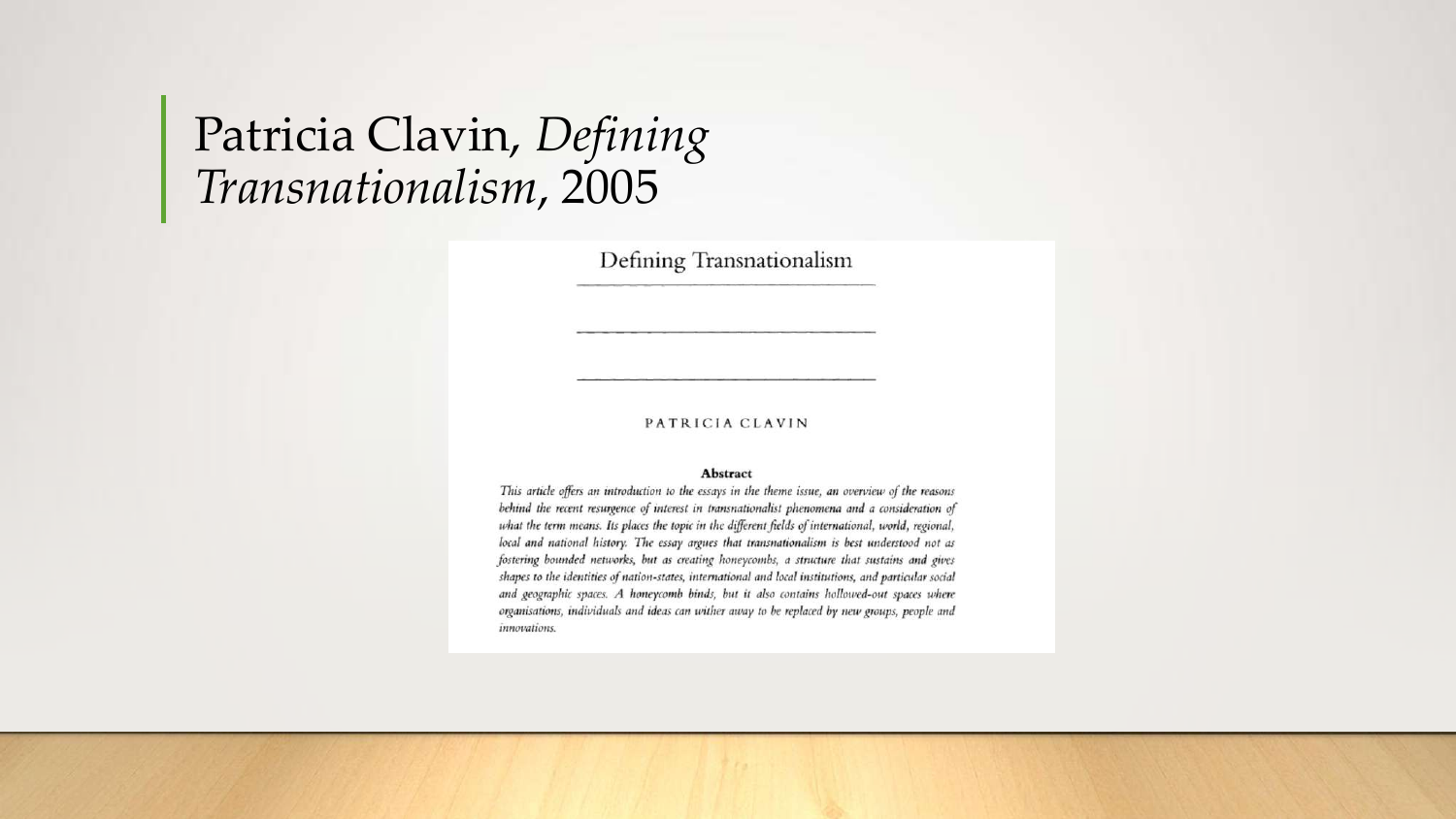# Patricia Clavin, *Defining Transnationalism*, 2005

Defining Transnationalism

PATRICIA CLAVIN

**Abstract**

*This article offers an introduction to the essays in the theme issue, an overview of the reasons behind the recent resurgence of interest in transnationalist phenomena and a consideration of what the term means. Its places the topic in the different fields of international, world, regional, local and national history. The essay argues that transnationalism is best understood not as fostering bounded networks, but as creating honeycombs, a structure that sustains and gives shapes to the identities of nation-states, international and local institutions, and particular social and geographic spaces. A honeycomb binds, but it also contains hollowed-out spaces where organisations, individuals and ideas can wither away to be replaced by new groups, people and innovations.*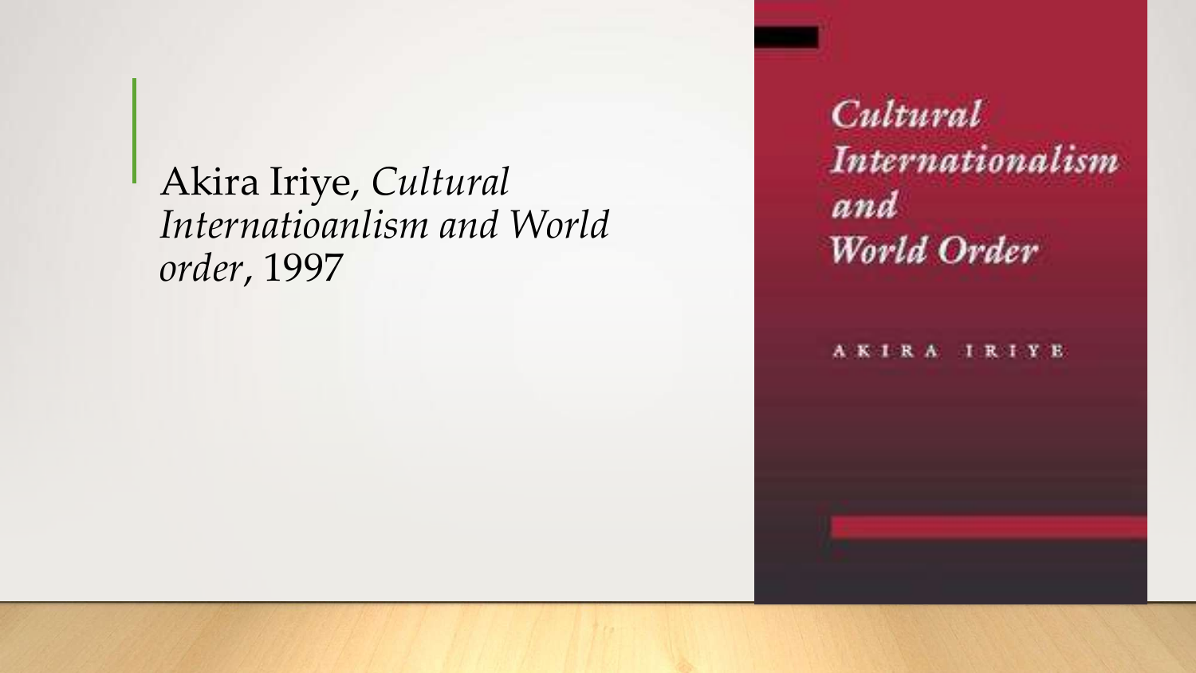Akira Iriye, *Cultural Internatioanlism and World order*, 1997

*Cultural Internationalism and World Order*

AKIRA IRIYE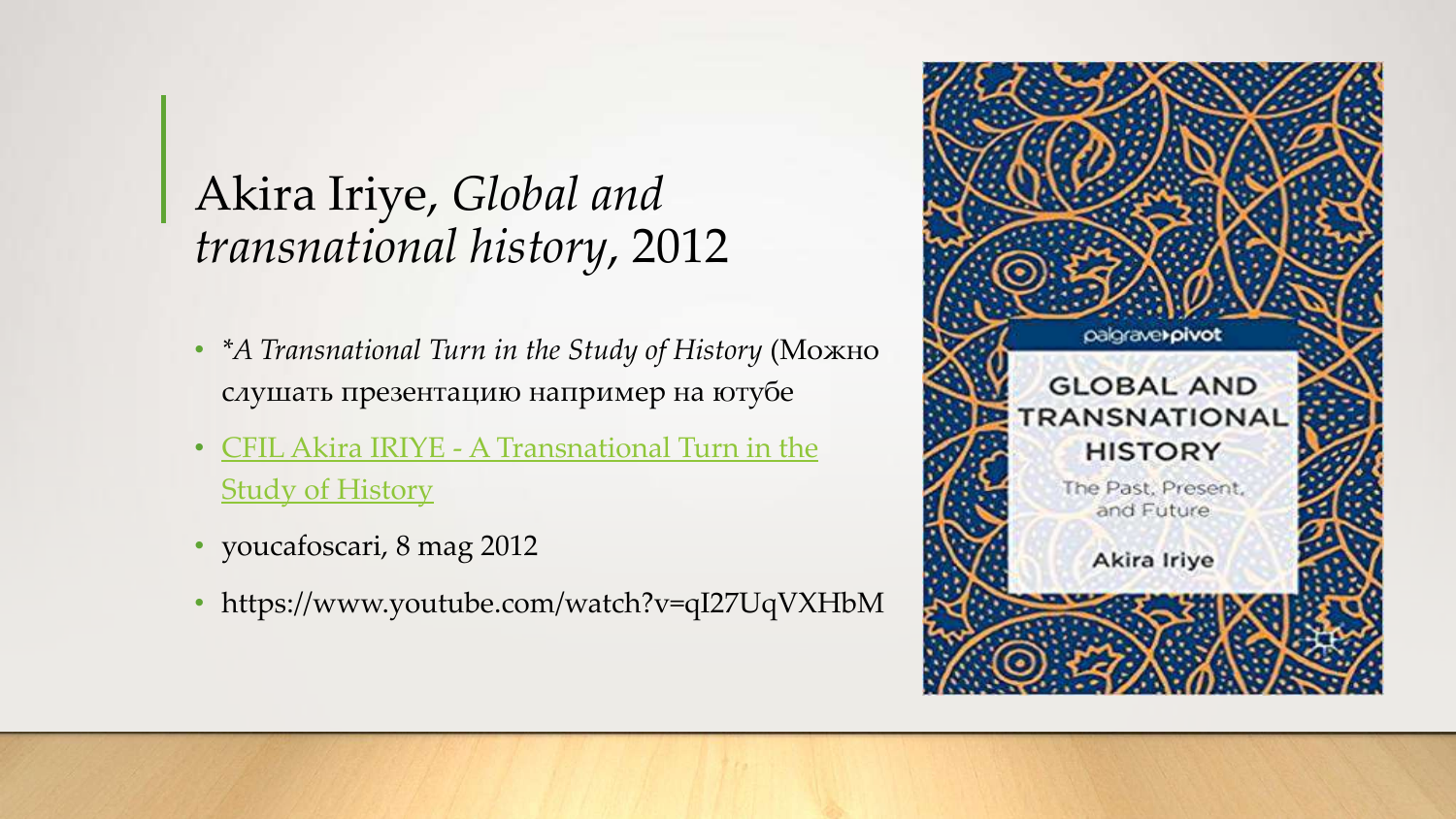# Akira Iriye, *Global and transnational history*, 2012

- **A Transnational Turn in the Study of History* (Можно слушать презентацию например на ютубе
- [CFIL Akira IRIYE - A Transnational Turn in the Study of History](https://www.youtube.com/watch?v=qI27UqVXHbM)
- youcafoscari, 8 mag 2012
- https://www.youtube.com/watch?v=qI27UqVXHbM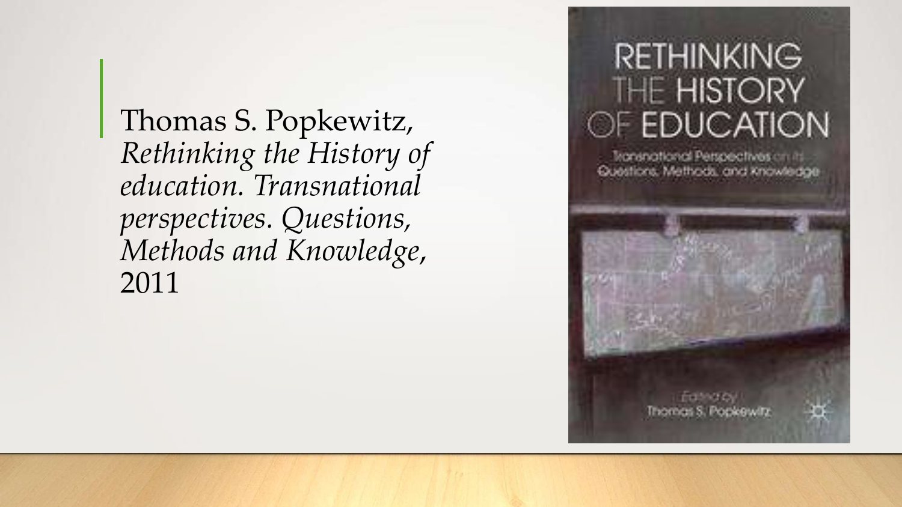Thomas S. Popkewitz, *Rethinking the History of education. Transnational perspectives. Questions, Methods and Knowledge*, 2011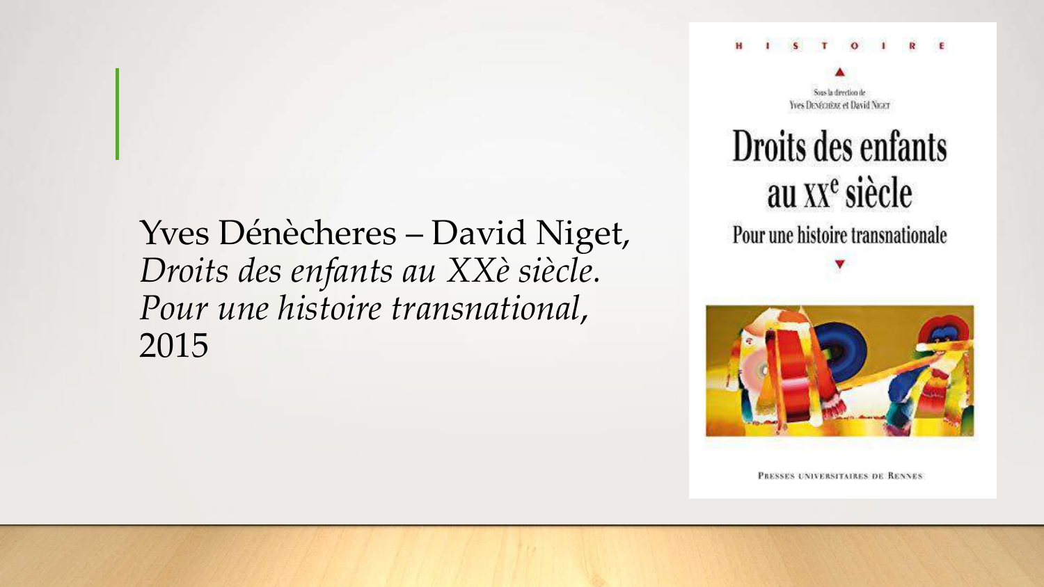Yves Dénècheres – David Niget, *Droits des enfants au XXè siècle. Pour une histoire transnational*, 2015

HISTOIRE

Sous la direction de Yves Denéchère et David Niget

# Droits des enfants au XXe siècle

## Pour une histoire transnationale

Presses universitaires de Rennes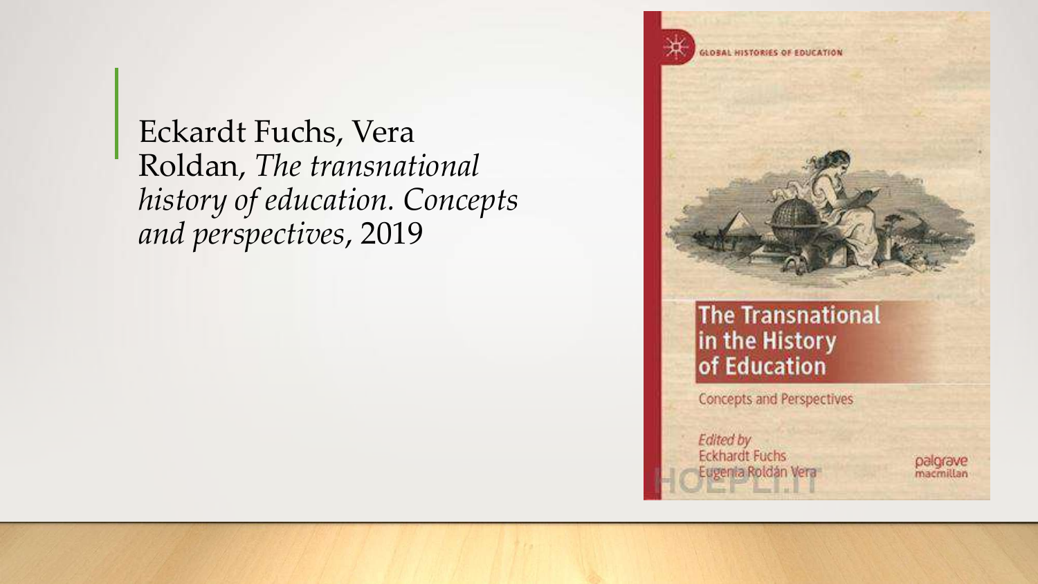Eckardt Fuchs, Vera Roldan, *The transnational history of education. Concepts and perspectives*, 2019

GLOBAL HISTORIES OF EDUCATION

# The Transnational in the History of Education

Concepts and Perspectives

*Edited by*
Eckhardt Fuchs
Eugenia Roldán Vera

palgrave macmillan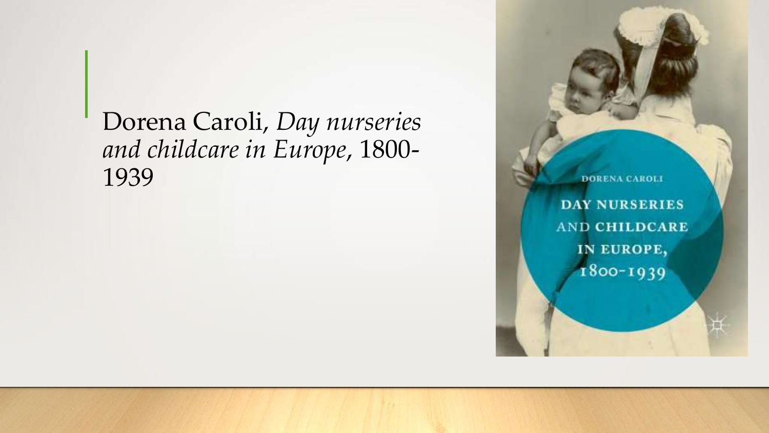Dorena Caroli, *Day nurseries and childcare in Europe*, 1800-1939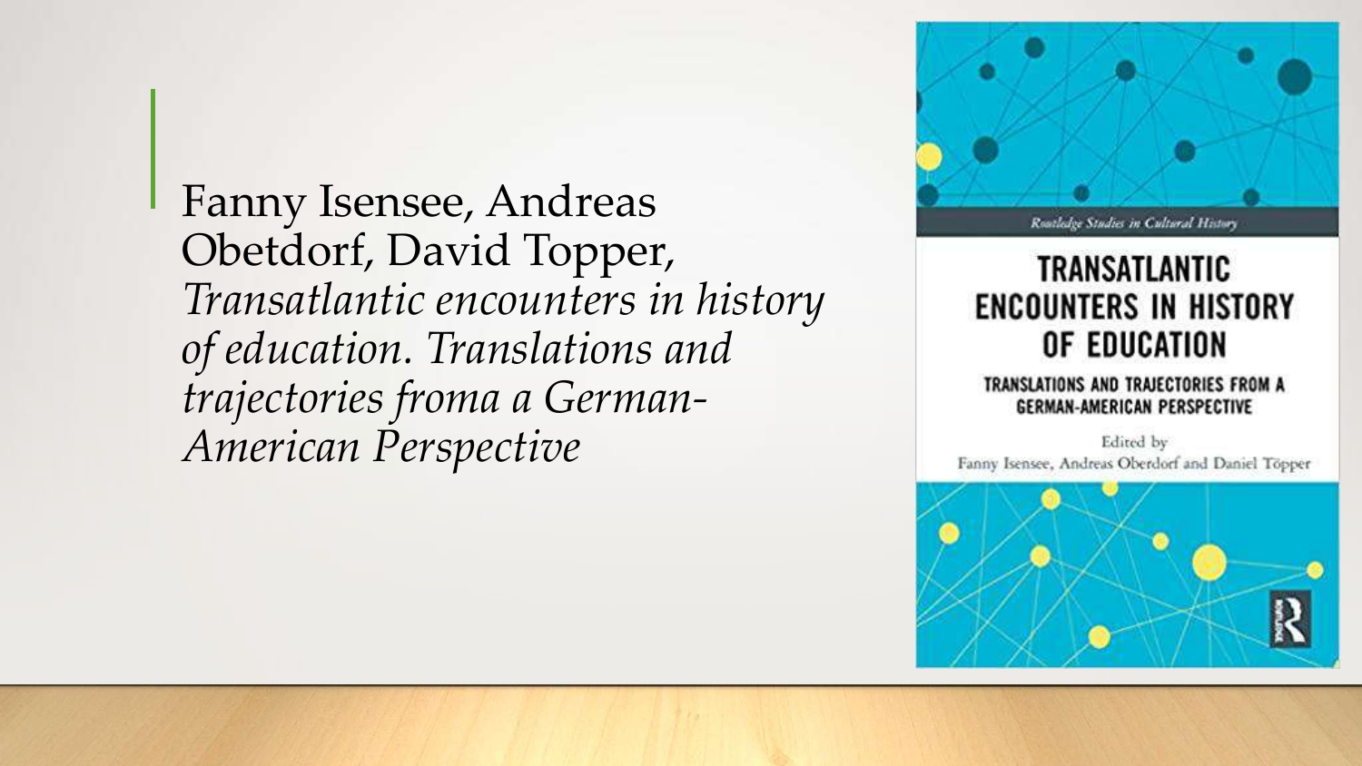Fanny Isensee, Andreas Obetdorf, David Topper, *Transatlantic encounters in history of education. Translations and trajectories froma a German-American Perspective*

Routledge Studies in Cultural History

TRANSATLANTIC ENCOUNTERS IN HISTORY OF EDUCATION

TRANSLATIONS AND TRAJECTORIES FROM A GERMAN-AMERICAN PERSPECTIVE

Edited by
Fanny Isensee, Andreas Oberdorf and Daniel Töpper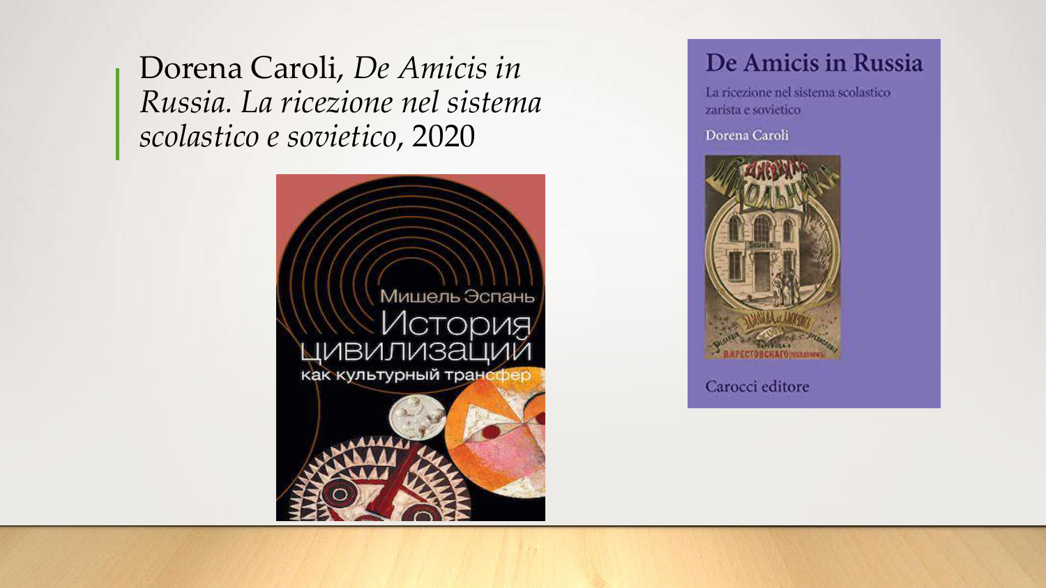Dorena Caroli, *De Amicis in Russia. La ricezione nel sistema scolastico e sovietico*, 2020

Мишель Эспань

История цивилизаций как культурный трансфер

De Amicis in Russia

La ricezione nel sistema scolastico zarista e sovietico

Dorena Caroli

Carocci editore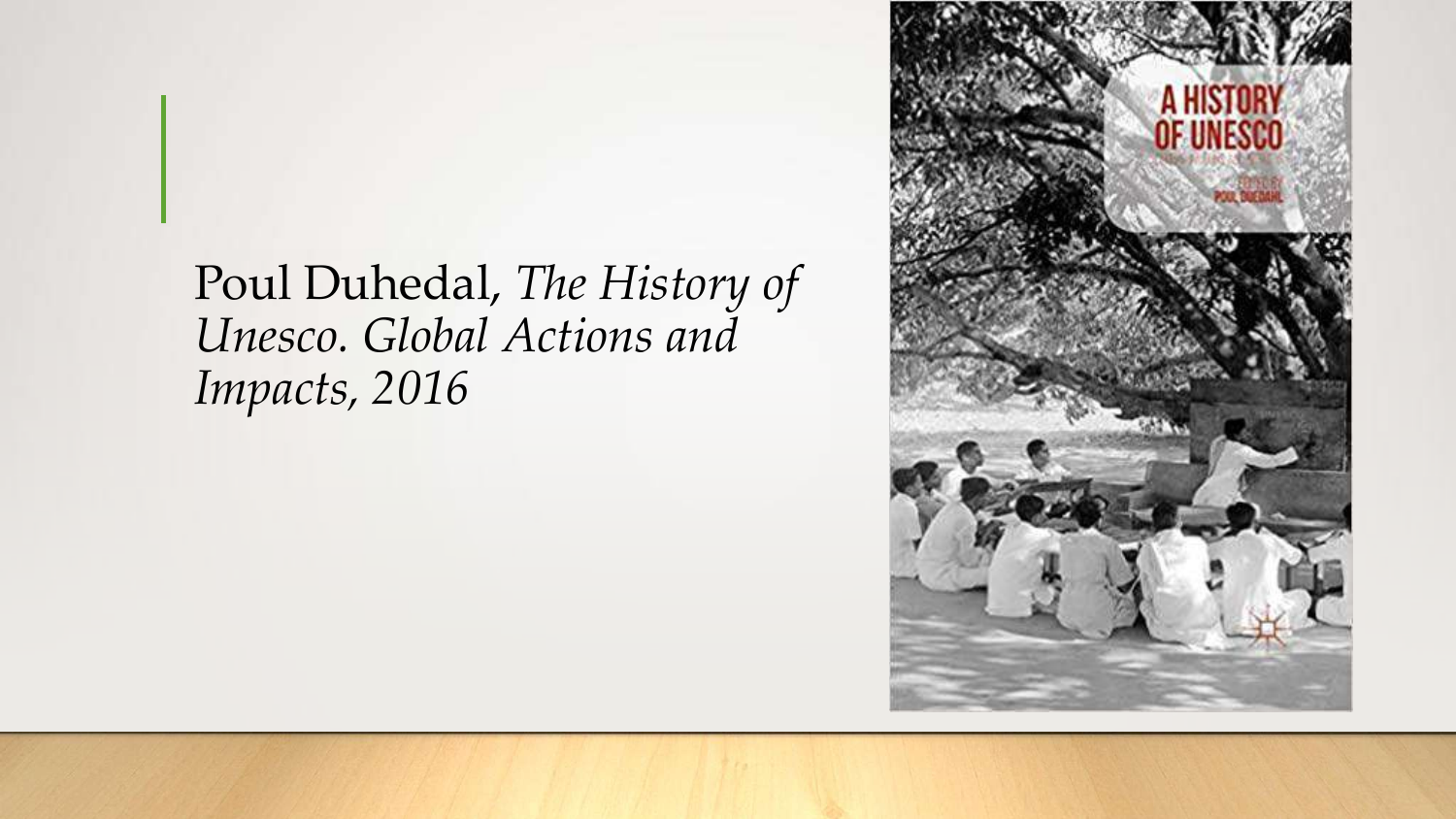Poul Duhedal, *The History of Unesco. Global Actions and Impacts, 2016*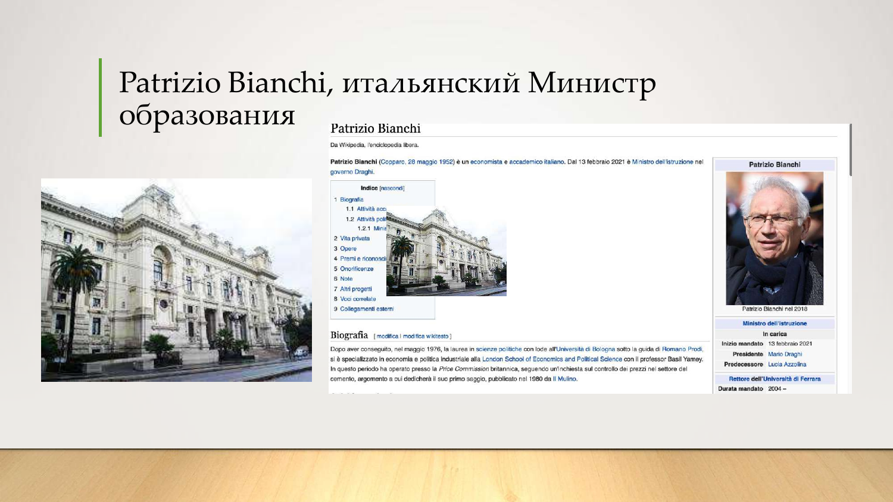# Patrizio Bianchi, итальянский Министр образования

## Patrizio Bianchi

Da Wikipedia, l'enciclopedia libera.

**Patrizio Bianchi** (Copparo, 28 maggio 1952) è un economista e accademico italiano. Dal 13 febbraio 2021 è Ministro dell'istruzione nel governo Draghi.

**Indice** [nascondi]

- 1 Biografia
  - 1.1 Attività acc
  - 1.2 Attività poli
    - 1.2.1 Minis
- 2 Vita privata
- 3 Opere
- 4 Premi e riconosci
- 5 Onorificenze
- 6 Note
- 7 Altri progetti
- 8 Voci correlate
- 9 Collegamenti esterni

### Biografia [modifica | modifica wikitesto]

Dopo aver conseguito, nel maggio 1976, la laurea in scienze politiche con lode all'Università di Bologna sotto la guida di Romano Prodi, si è specializzato in economia e politica industriale alla London School of Economics and Political Science con il professor Basil Yamey. In questo periodo ha operato presso la *Price Commission* britannica, seguendo un'inchiesta sul controllo dei prezzi nel settore del cemento, argomento a cui dedicherà il suo primo saggio, pubblicato nel 1980 da Il Mulino.

| Patrizio Bianchi | |
|---|---|
| Patrizio Bianchi nel 2018 | |
| **Ministro dell'istruzione** | |
| In carica | |
| Inizio mandato | 13 febbraio 2021 |
| Presidente | Mario Draghi |
| Predecessore | Lucia Azzolina |
| **Rettore dell'Università di Ferrara** | |
| Durata mandato | 2004 – |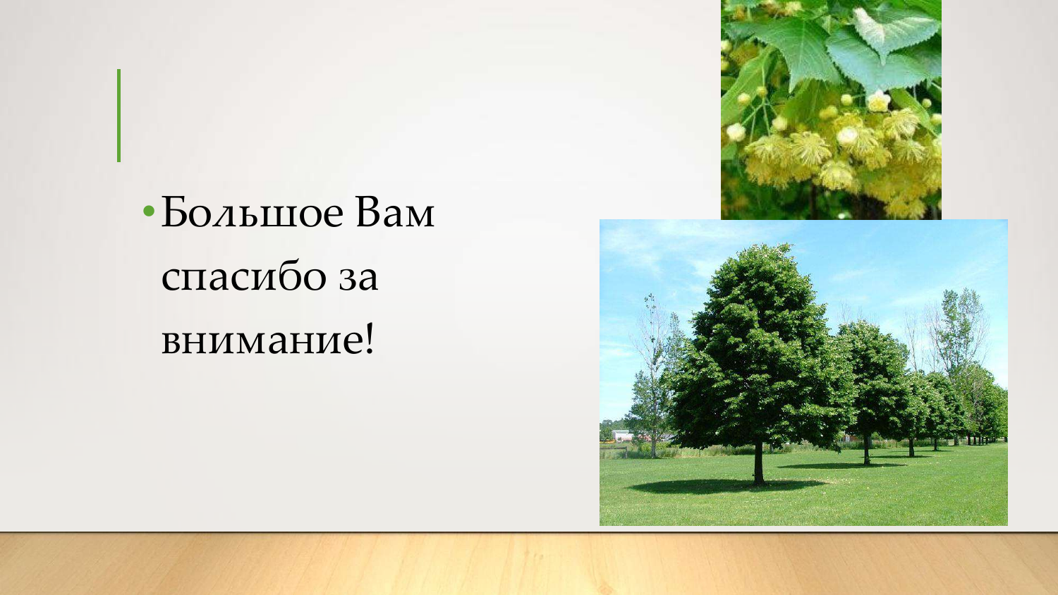- Большое Вам спасибо за внимание!